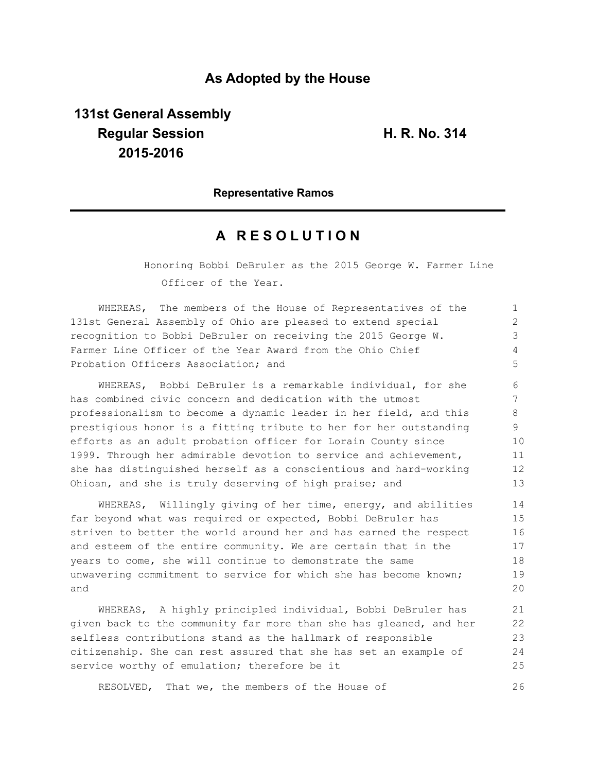# As Adopted by the House

**131st General Assembly**
**Regular Session**
**2015-2016**

**H. R. No. 314**

**Representative Ramos**

## A R E S O L U T I O N

Honoring Bobbi DeBruler as the 2015 George W. Farmer Line Officer of the Year.

WHEREAS, The members of the House of Representatives of the 131st General Assembly of Ohio are pleased to extend special recognition to Bobbi DeBruler on receiving the 2015 George W. Farmer Line Officer of the Year Award from the Ohio Chief Probation Officers Association; and

WHEREAS, Bobbi DeBruler is a remarkable individual, for she has combined civic concern and dedication with the utmost professionalism to become a dynamic leader in her field, and this prestigious honor is a fitting tribute to her for her outstanding efforts as an adult probation officer for Lorain County since 1999. Through her admirable devotion to service and achievement, she has distinguished herself as a conscientious and hard-working Ohioan, and she is truly deserving of high praise; and

WHEREAS, Willingly giving of her time, energy, and abilities far beyond what was required or expected, Bobbi DeBruler has striven to better the world around her and has earned the respect and esteem of the entire community. We are certain that in the years to come, she will continue to demonstrate the same unwavering commitment to service for which she has become known; and

WHEREAS, A highly principled individual, Bobbi DeBruler has given back to the community far more than she has gleaned, and her selfless contributions stand as the hallmark of responsible citizenship. She can rest assured that she has set an example of service worthy of emulation; therefore be it

RESOLVED, That we, the members of the House of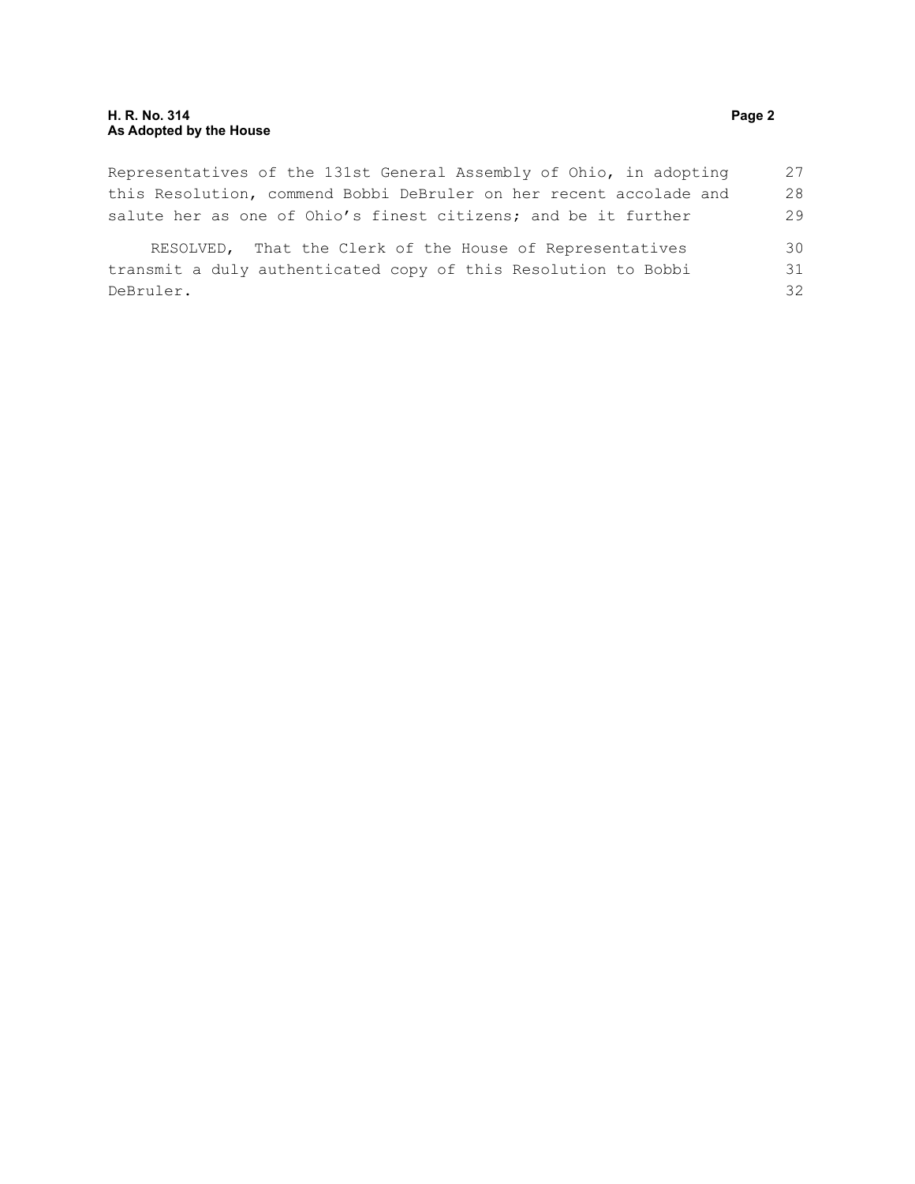Representatives of the 131st General Assembly of Ohio, in adopting this Resolution, commend Bobbi DeBruler on her recent accolade and salute her as one of Ohio's finest citizens; and be it further

RESOLVED, That the Clerk of the House of Representatives transmit a duly authenticated copy of this Resolution to Bobbi DeBruler.